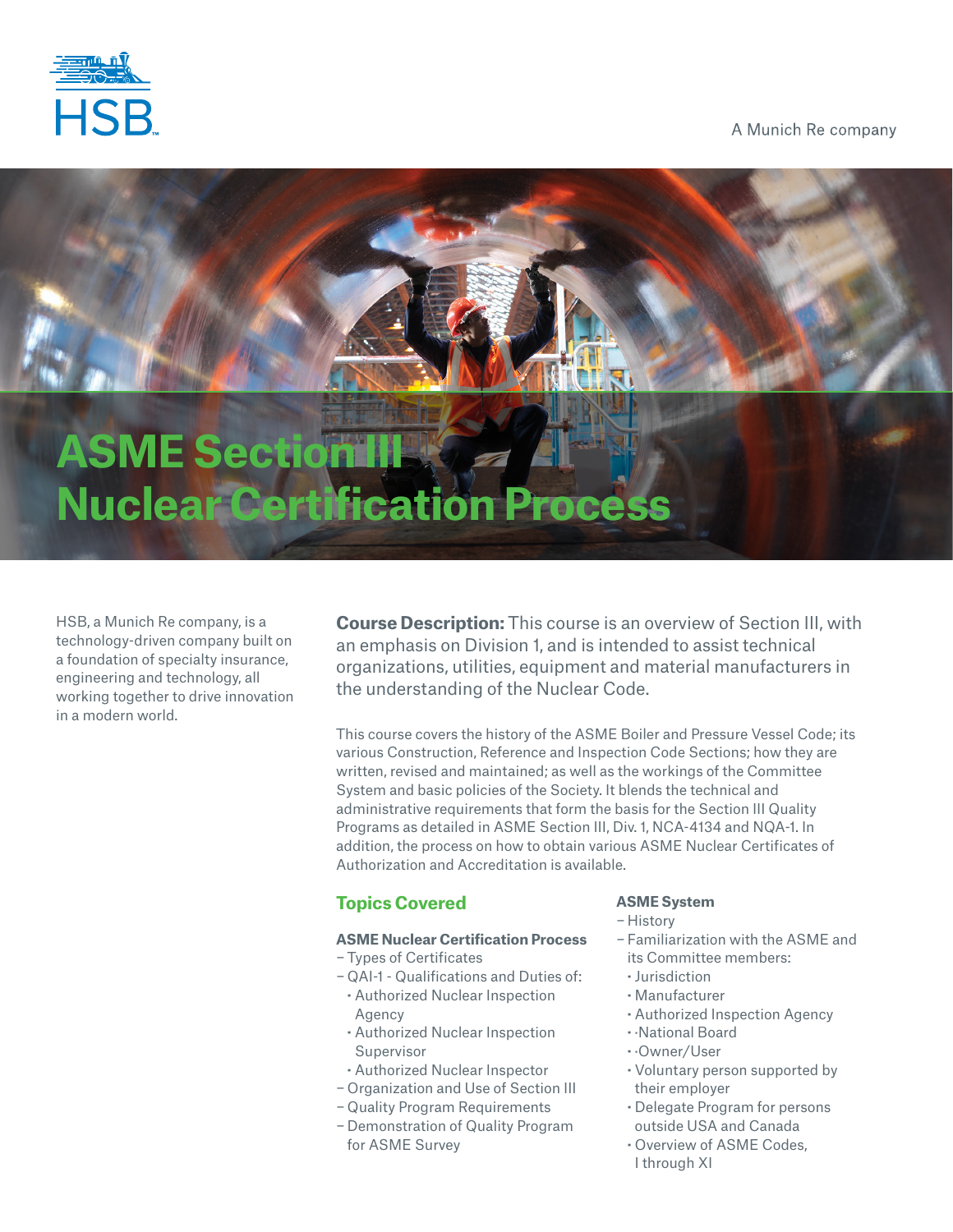HSB

A Munich Re company

# ASME Section III Nuclear Certification Process

HSB, a Munich Re company, is a technology-driven company built on a foundation of specialty insurance, engineering and technology, all working together to drive innovation in a modern world.

**Course Description:** This course is an overview of Section III, with an emphasis on Division 1, and is intended to assist technical organizations, utilities, equipment and material manufacturers in the understanding of the Nuclear Code.

This course covers the history of the ASME Boiler and Pressure Vessel Code; its various Construction, Reference and Inspection Code Sections; how they are written, revised and maintained; as well as the workings of the Committee System and basic policies of the Society. It blends the technical and administrative requirements that form the basis for the Section III Quality Programs as detailed in ASME Section III, Div. 1, NCA-4134 and NQA-1. In addition, the process on how to obtain various ASME Nuclear Certificates of Authorization and Accreditation is available.

## Topics Covered

### ASME Nuclear Certification Process

- Types of Certificates
- QAI-1 - Qualifications and Duties of:
  - Authorized Nuclear Inspection Agency
  - Authorized Nuclear Inspection Supervisor
  - Authorized Nuclear Inspector
- Organization and Use of Section III
- Quality Program Requirements
- Demonstration of Quality Program for ASME Survey

### ASME System

- History
- Familiarization with the ASME and its Committee members:
  - Jurisdiction
  - Manufacturer
  - Authorized Inspection Agency
  - ·National Board
  - ·Owner/User
  - Voluntary person supported by their employer
  - Delegate Program for persons outside USA and Canada
  - Overview of ASME Codes, I through XI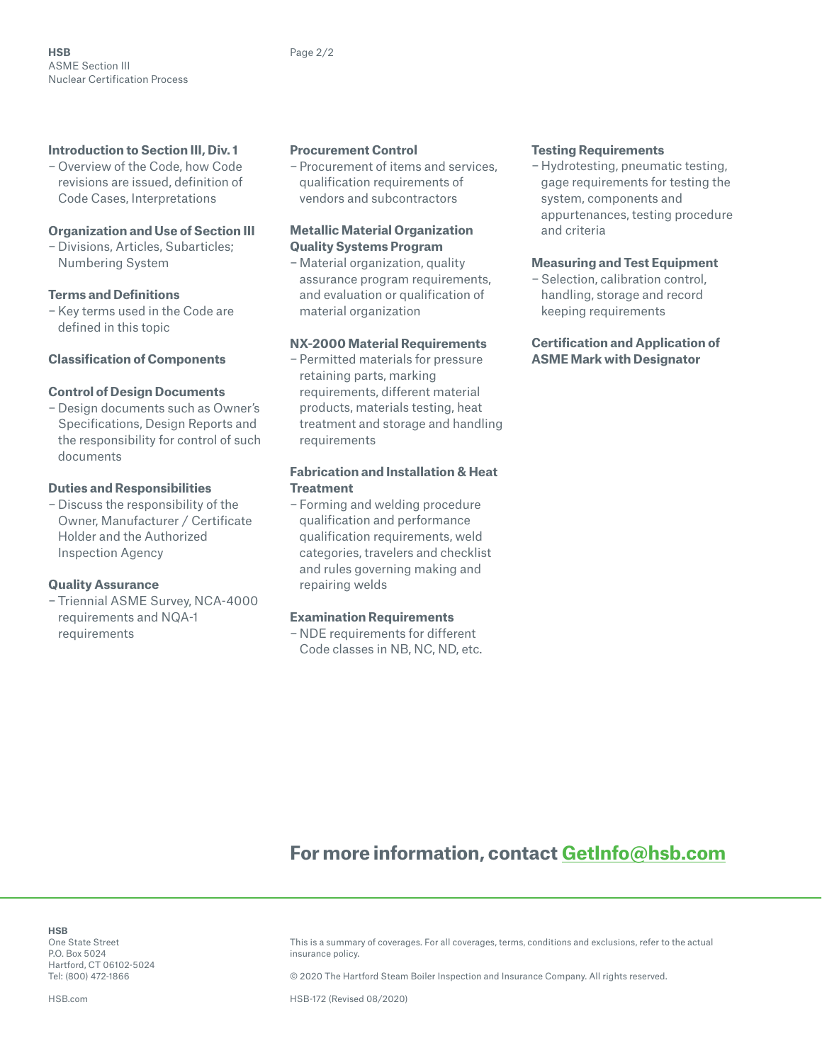### Introduction to Section III, Div. 1

- Overview of the Code, how Code revisions are issued, definition of Code Cases, Interpretations

### Organization and Use of Section III

- Divisions, Articles, Subarticles; Numbering System

### Terms and Definitions

- Key terms used in the Code are defined in this topic

### Classification of Components

### Control of Design Documents

- Design documents such as Owner's Specifications, Design Reports and the responsibility for control of such documents

### Duties and Responsibilities

- Discuss the responsibility of the Owner, Manufacturer / Certificate Holder and the Authorized Inspection Agency

### Quality Assurance

- Triennial ASME Survey, NCA-4000 requirements and NQA-1 requirements

### Procurement Control

- Procurement of items and services, qualification requirements of vendors and subcontractors

### Metallic Material Organization Quality Systems Program

- Material organization, quality assurance program requirements, and evaluation or qualification of material organization

### NX-2000 Material Requirements

- Permitted materials for pressure retaining parts, marking requirements, different material products, materials testing, heat treatment and storage and handling requirements

### Fabrication and Installation & Heat Treatment

- Forming and welding procedure qualification and performance qualification requirements, weld categories, travelers and checklist and rules governing making and repairing welds

### Examination Requirements

- NDE requirements for different Code classes in NB, NC, ND, etc.

### Testing Requirements

- Hydrotesting, pneumatic testing, gage requirements for testing the system, components and appurtenances, testing procedure and criteria

### Measuring and Test Equipment

- Selection, calibration control, handling, storage and record keeping requirements

### Certification and Application of ASME Mark with Designator

## For more information, contact GetInfo@hsb.com

**HSB**
One State Street
P.O. Box 5024
Hartford, CT 06102-5024
Tel: (800) 472-1866

HSB.com

This is a summary of coverages. For all coverages, terms, conditions and exclusions, refer to the actual insurance policy.

© 2020 The Hartford Steam Boiler Inspection and Insurance Company. All rights reserved.

HSB-172 (Revised 08/2020)